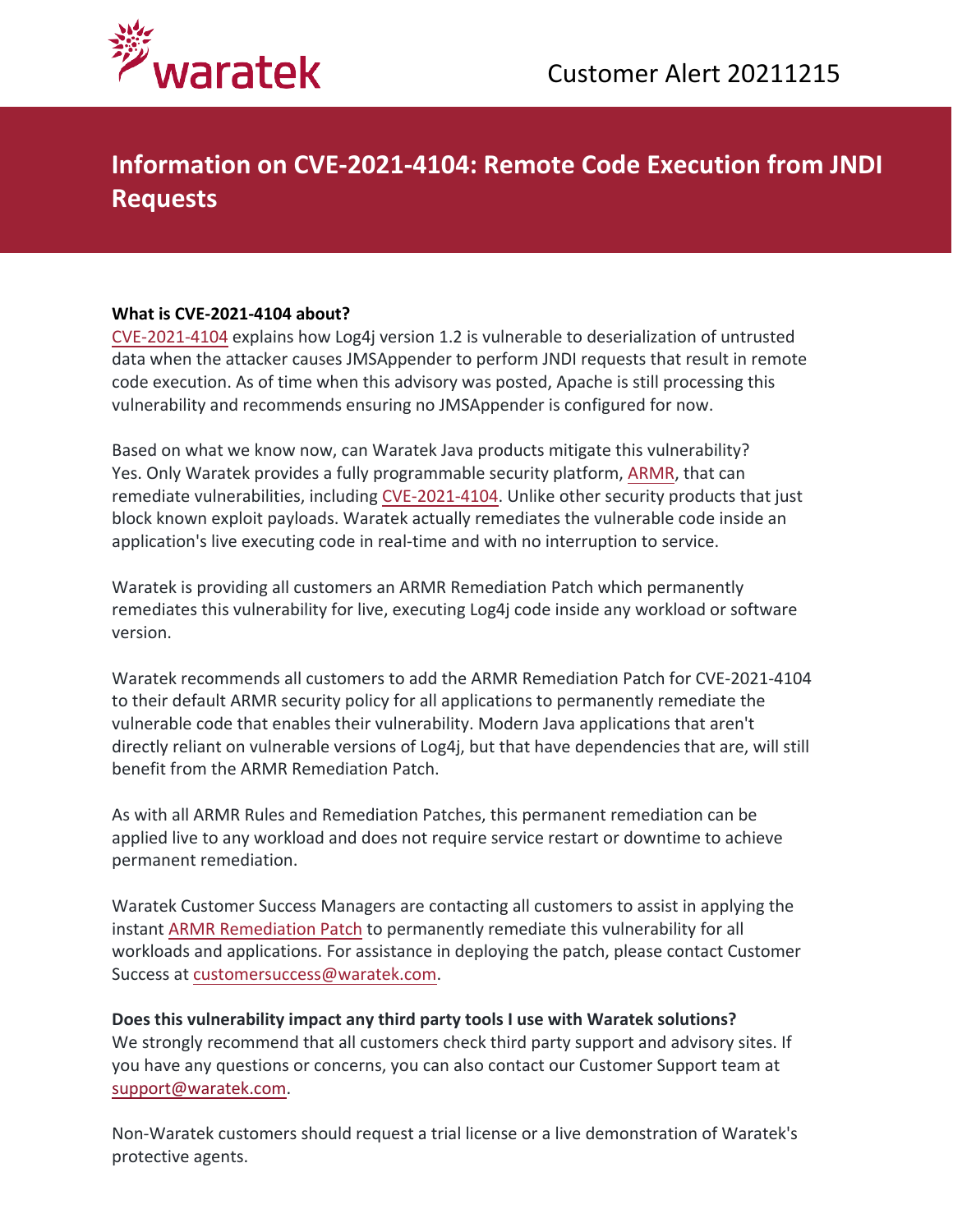Customer Alert 20211215

# Information on CVE-2021-4104: Remote Code Execution from JNDI Requests

**What is CVE-2021-4104 about?**

CVE-2021-4104 explains how Log4j version 1.2 is vulnerable to deserialization of untrusted data when the attacker causes JMSAppender to perform JNDI requests that result in remote code execution. As of time when this advisory was posted, Apache is still processing this vulnerability and recommends ensuring no JMSAppender is configured for now.

Based on what we know now, can Waratek Java products mitigate this vulnerability? Yes. Only Waratek provides a fully programmable security platform, ARMR, that can remediate vulnerabilities, including CVE-2021-4104. Unlike other security products that just block known exploit payloads. Waratek actually remediates the vulnerable code inside an application's live executing code in real-time and with no interruption to service.

Waratek is providing all customers an ARMR Remediation Patch which permanently remediates this vulnerability for live, executing Log4j code inside any workload or software version.

Waratek recommends all customers to add the ARMR Remediation Patch for CVE-2021-4104 to their default ARMR security policy for all applications to permanently remediate the vulnerable code that enables their vulnerability. Modern Java applications that aren't directly reliant on vulnerable versions of Log4j, but that have dependencies that are, will still benefit from the ARMR Remediation Patch.

As with all ARMR Rules and Remediation Patches, this permanent remediation can be applied live to any workload and does not require service restart or downtime to achieve permanent remediation.

Waratek Customer Success Managers are contacting all customers to assist in applying the instant ARMR Remediation Patch to permanently remediate this vulnerability for all workloads and applications. For assistance in deploying the patch, please contact Customer Success at customersuccess@waratek.com.

**Does this vulnerability impact any third party tools I use with Waratek solutions?**

We strongly recommend that all customers check third party support and advisory sites. If you have any questions or concerns, you can also contact our Customer Support team at support@waratek.com.

Non-Waratek customers should request a trial license or a live demonstration of Waratek's protective agents.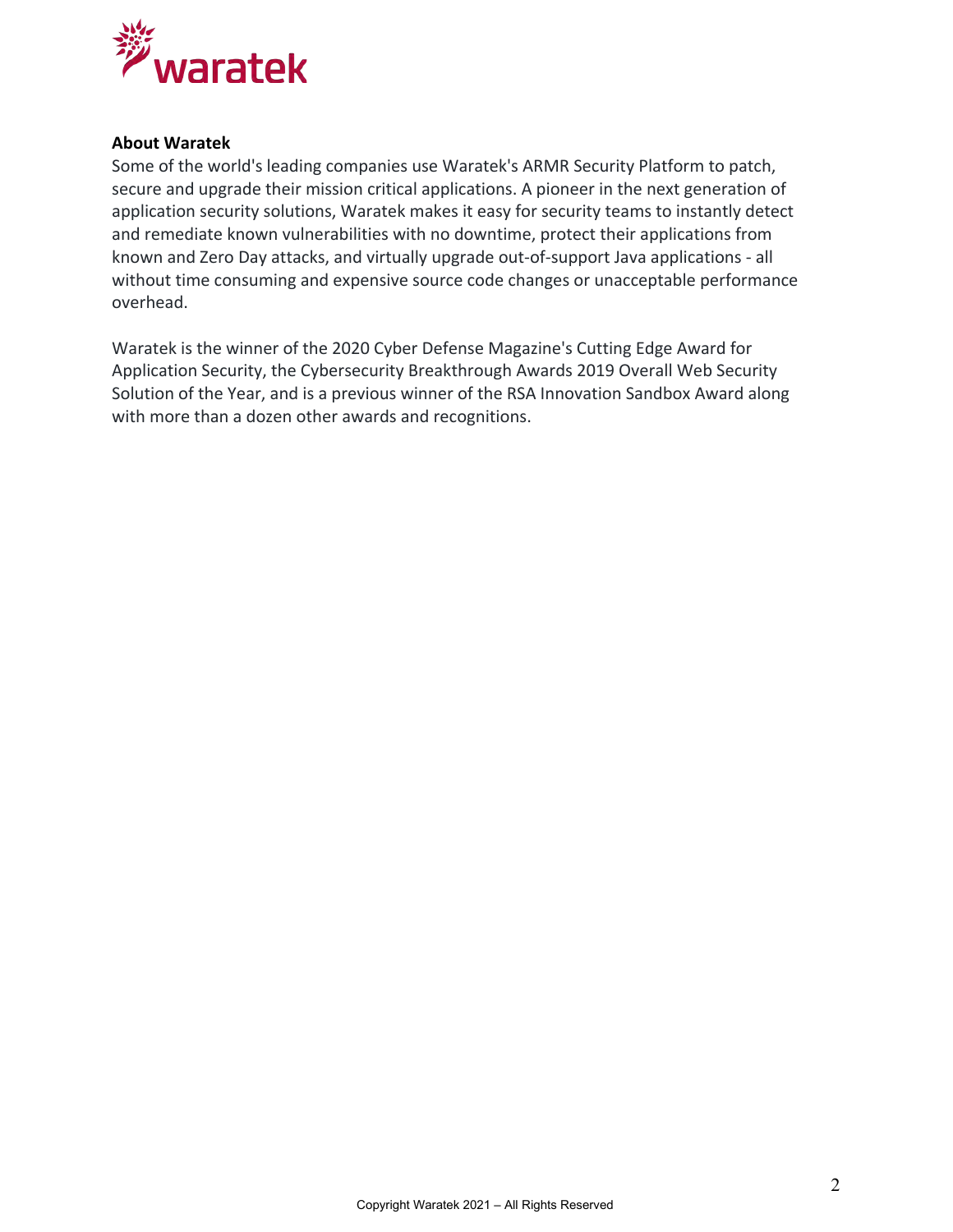**About Waratek**

Some of the world's leading companies use Waratek's ARMR Security Platform to patch, secure and upgrade their mission critical applications. A pioneer in the next generation of application security solutions, Waratek makes it easy for security teams to instantly detect and remediate known vulnerabilities with no downtime, protect their applications from known and Zero Day attacks, and virtually upgrade out-of-support Java applications - all without time consuming and expensive source code changes or unacceptable performance overhead.

Waratek is the winner of the 2020 Cyber Defense Magazine's Cutting Edge Award for Application Security, the Cybersecurity Breakthrough Awards 2019 Overall Web Security Solution of the Year, and is a previous winner of the RSA Innovation Sandbox Award along with more than a dozen other awards and recognitions.